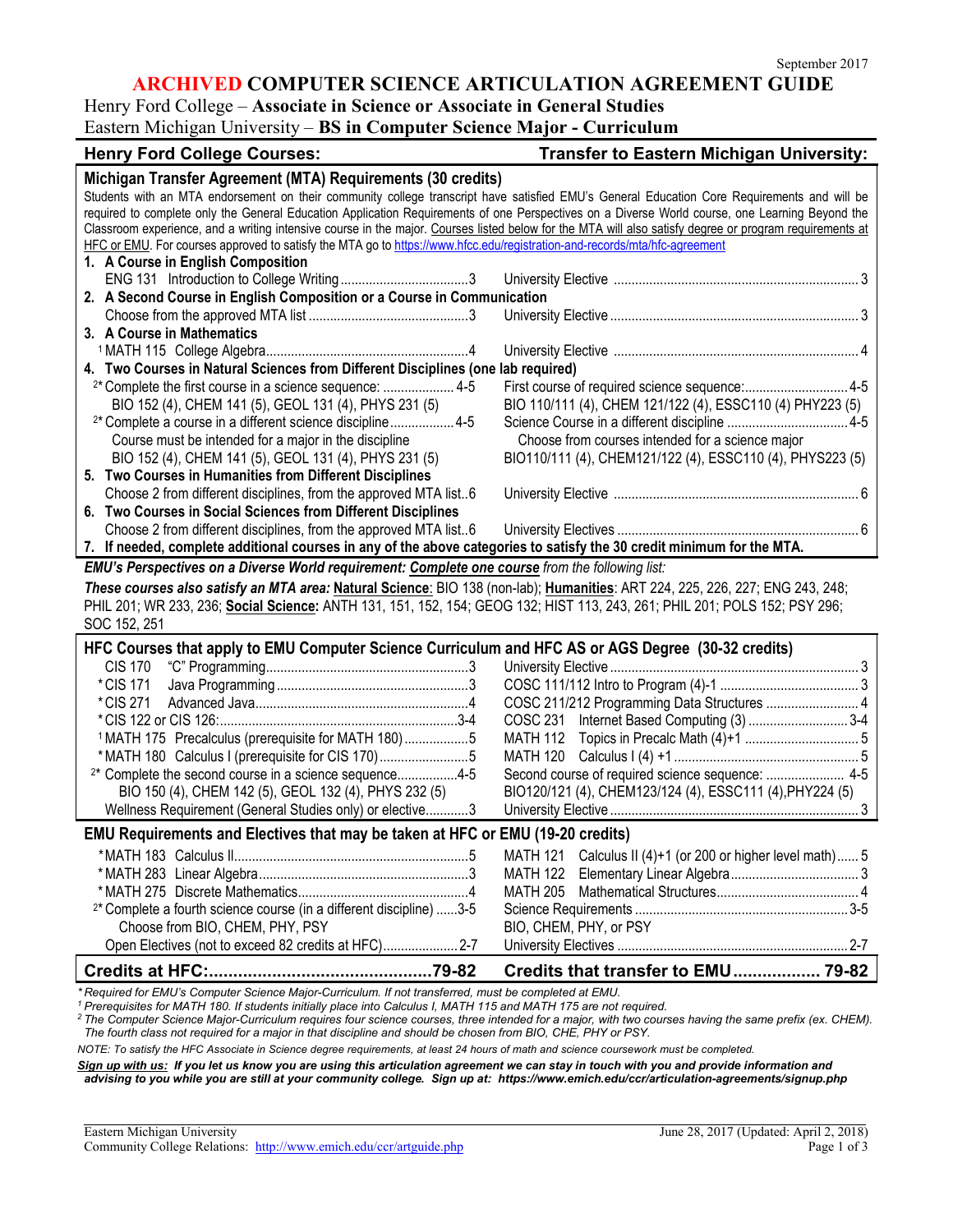September 2017

# ARCHIVED COMPUTER SCIENCE ARTICULATION AGREEMENT GUIDE

Henry Ford College – **Associate in Science or Associate in General Studies**
Eastern Michigan University – **BS in Computer Science Major - Curriculum**

| Henry Ford College Courses: | Transfer to Eastern Michigan University: |
|---|---|
| **Michigan Transfer Agreement (MTA) Requirements (30 credits)** | |
| Students with an MTA endorsement on their community college transcript have satisfied EMU's General Education Core Requirements and will be required to complete only the General Education Application Requirements of one Perspectives on a Diverse World course, one Learning Beyond the Classroom experience, and a writing intensive course in the major. Courses listed below for the MTA will also satisfy degree or program requirements at HFC or EMU. For courses approved to satisfy the MTA go to https://www.hfcc.edu/registration-and-records/mta/hfc-agreement | |
| **1. A Course in English Composition** | |
| ENG 131 Introduction to College Writing ....3 | University Elective ....3 |
| **2. A Second Course in English Composition or a Course in Communication** | |
| Choose from the approved MTA list ....3 | University Elective ....3 |
| **3. A Course in Mathematics** | |
| [1]MATH 115 College Algebra ....4 | University Elective ....4 |
| **4. Two Courses in Natural Sciences from Different Disciplines (one lab required)** | |
| [2]*Complete the first course in a science sequence: ....4-5<br>BIO 152 (4), CHEM 141 (5), GEOL 131 (4), PHYS 231 (5) | First course of required science sequence: ....4-5<br>BIO 110/111 (4), CHEM 121/122 (4), ESSC110 (4) PHY223 (5) |
| [2]*Complete a course in a different science discipline ....4-5<br>Course must be intended for a major in the discipline<br>BIO 152 (4), CHEM 141 (5), GEOL 131 (4), PHYS 231 (5) | Science Course in a different discipline ....4-5<br>Choose from courses intended for a science major<br>BIO110/111 (4), CHEM121/122 (4), ESSC110 (4), PHYS223 (5) |
| **5. Two Courses in Humanities from Different Disciplines** | |
| Choose 2 from different disciplines, from the approved MTA list..6 | University Elective ....6 |
| **6. Two Courses in Social Sciences from Different Disciplines** | |
| Choose 2 from different disciplines, from the approved MTA list..6 | University Electives ....6 |
| **7. If needed, complete additional courses in any of the above categories to satisfy the 30 credit minimum for the MTA.** | |

***EMU's Perspectives on a Diverse World requirement: Complete one course** from the following list:*

***These courses also satisfy an MTA area: Natural Science**: BIO 138 (non-lab); **Humanities**: ART 224, 225, 226, 227; ENG 243, 248; PHIL 201; WR 233, 236; **Social Science:** ANTH 131, 151, 152, 154; GEOG 132; HIST 113, 243, 261; PHIL 201; POLS 152; PSY 296; SOC 152, 251*

| HFC Courses | EMU Courses |
|---|---|
| **HFC Courses that apply to EMU Computer Science Curriculum and HFC AS or AGS Degree (30-32 credits)** | |
| CIS 170 "C" Programming ....3 | University Elective ....3 |
| *CIS 171 Java Programming ....3 | COSC 111/112 Intro to Program (4)-1 ....3 |
| *CIS 271 Advanced Java ....4 | COSC 211/212 Programming Data Structures ....4 |
| *CIS 122 or CIS 126: ....3-4 | COSC 231 Internet Based Computing (3) ....3-4 |
| [1]MATH 175 Precalculus (prerequisite for MATH 180) ....5 | MATH 112 Topics in Precalc Math (4)+1 ....5 |
| *MATH 180 Calculus I (prerequisite for CIS 170) ....5 | MATH 120 Calculus I (4) +1 ....5 |
| [2]*Complete the second course in a science sequence ....4-5<br>BIO 150 (4), CHEM 142 (5), GEOL 132 (4), PHYS 232 (5) | Second course of required science sequence: ....4-5<br>BIO120/121 (4), CHEM123/124 (4), ESSC111 (4),PHY224 (5) |
| Wellness Requirement (General Studies only) or elective ....3 | University Elective ....3 |
| **EMU Requirements and Electives that may be taken at HFC or EMU (19-20 credits)** | |
| *MATH 183 Calculus II ....5 | MATH 121 Calculus II (4)+1 (or 200 or higher level math) ....5 |
| *MATH 283 Linear Algebra ....3 | MATH 122 Elementary Linear Algebra ....3 |
| *MATH 275 Discrete Mathematics ....4 | MATH 205 Mathematical Structures ....4 |
| [2]*Complete a fourth science course (in a different discipline) ....3-5<br>Choose from BIO, CHEM, PHY, PSY | Science Requirements ....3-5<br>BIO, CHEM, PHY, or PSY |
| Open Electives (not to exceed 82 credits at HFC) ....2-7 | University Electives ....2-7 |
| **Credits at HFC: ....79-82** | **Credits that transfer to EMU ....79-82** |

*\*Required for EMU's Computer Science Major-Curriculum. If not transferred, must be completed at EMU.*
*[1] Prerequisites for MATH 180. If students initially place into Calculus I, MATH 115 and MATH 175 are not required.*
*[2] The Computer Science Major-Curriculum requires four science courses, three intended for a major, with two courses having the same prefix (ex. CHEM). The fourth class not required for a major in that discipline and should be chosen from BIO, CHE, PHY or PSY.*

*NOTE: To satisfy the HFC Associate in Science degree requirements, at least 24 hours of math and science coursework must be completed.*

***Sign up with us:** If you let us know you are using this articulation agreement we can stay in touch with you and provide information and advising to you while you are still at your community college. Sign up at: https://www.emich.edu/ccr/articulation-agreements/signup.php*

Eastern Michigan University — June 28, 2017 (Updated: April 2, 2018)
Community College Relations: http://www.emich.edu/ccr/artguide.php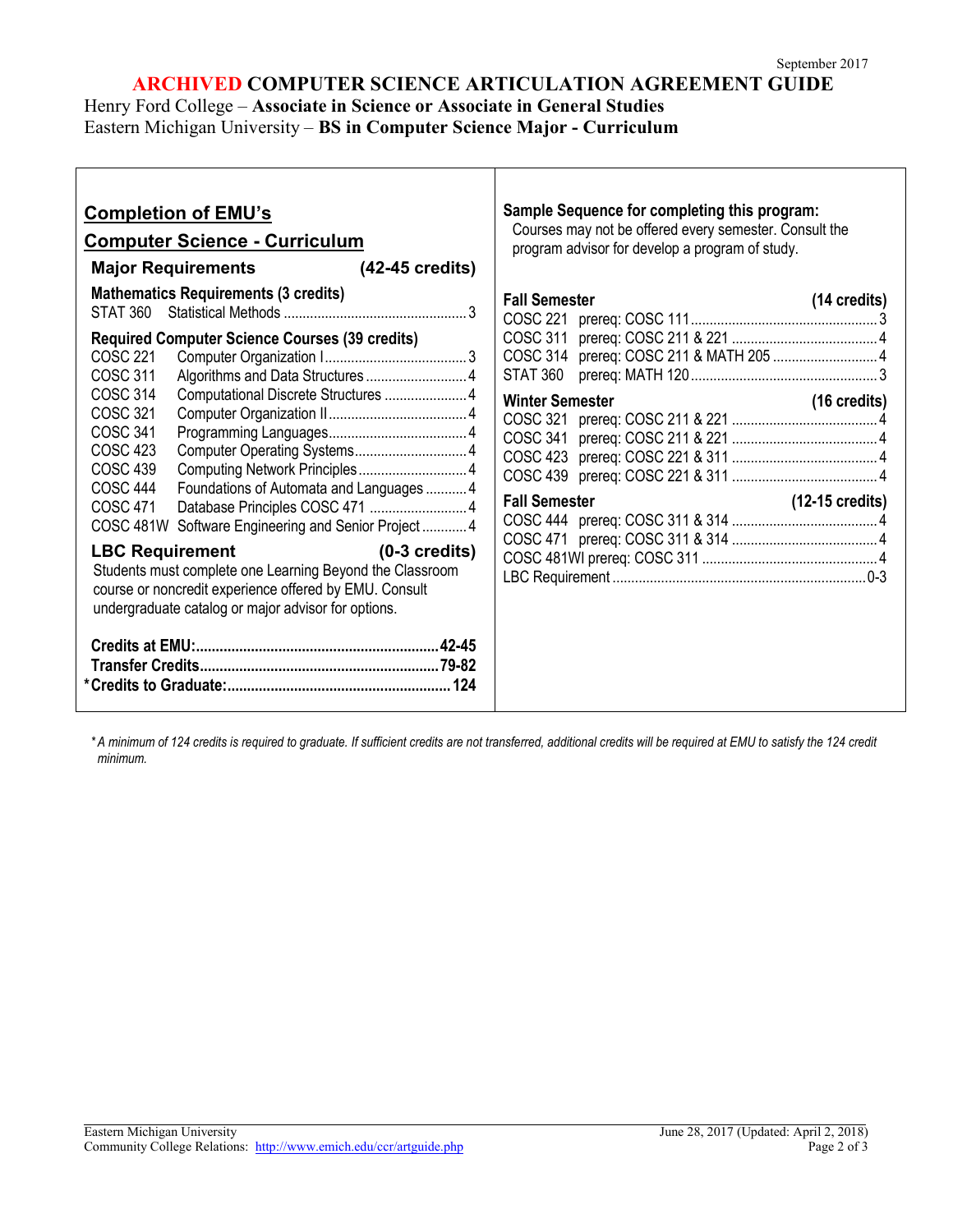September 2017

# ARCHIVED COMPUTER SCIENCE ARTICULATION AGREEMENT GUIDE

Henry Ford College – **Associate in Science or Associate in General Studies**
Eastern Michigan University – **BS in Computer Science Major - Curriculum**

## Completion of EMU's Computer Science - Curriculum

### Major Requirements (42-45 credits)

**Mathematics Requirements (3 credits)**

| Course | Title | Credits |
|---|---|---|
| STAT 360 | Statistical Methods | 3 |

**Required Computer Science Courses (39 credits)**

| Course | Title | Credits |
|---|---|---|
| COSC 221 | Computer Organization I | 3 |
| COSC 311 | Algorithms and Data Structures | 4 |
| COSC 314 | Computational Discrete Structures | 4 |
| COSC 321 | Computer Organization II | 4 |
| COSC 341 | Programming Languages | 4 |
| COSC 423 | Computer Operating Systems | 4 |
| COSC 439 | Computing Network Principles | 4 |
| COSC 444 | Foundations of Automata and Languages | 4 |
| COSC 471 | Database Principles COSC 471 | 4 |
| COSC 481W | Software Engineering and Senior Project | 4 |

### LBC Requirement (0-3 credits)

Students must complete one Learning Beyond the Classroom course or noncredit experience offered by EMU. Consult undergraduate catalog or major advisor for options.

**Credits at EMU:** 42-45
**Transfer Credits:** 79-82
***Credits to Graduate:** 124

## Sample Sequence for completing this program:

Courses may not be offered every semester. Consult the program advisor for develop a program of study.

**Fall Semester (14 credits)**

| Course | Prerequisite | Credits |
|---|---|---|
| COSC 221 | prereq: COSC 111 | 3 |
| COSC 311 | prereq: COSC 211 & 221 | 4 |
| COSC 314 | prereq: COSC 211 & MATH 205 | 4 |
| STAT 360 | prereq: MATH 120 | 3 |

**Winter Semester (16 credits)**

| Course | Prerequisite | Credits |
|---|---|---|
| COSC 321 | prereq: COSC 211 & 221 | 4 |
| COSC 341 | prereq: COSC 211 & 221 | 4 |
| COSC 423 | prereq: COSC 221 & 311 | 4 |
| COSC 439 | prereq: COSC 221 & 311 | 4 |

**Fall Semester (12-15 credits)**

| Course | Prerequisite | Credits |
|---|---|---|
| COSC 444 | prereq: COSC 311 & 314 | 4 |
| COSC 471 | prereq: COSC 311 & 314 | 4 |
| COSC 481WI | prereq: COSC 311 | 4 |
| LBC Requirement | | 0-3 |

*\* A minimum of 124 credits is required to graduate. If sufficient credits are not transferred, additional credits will be required at EMU to satisfy the 124 credit minimum.*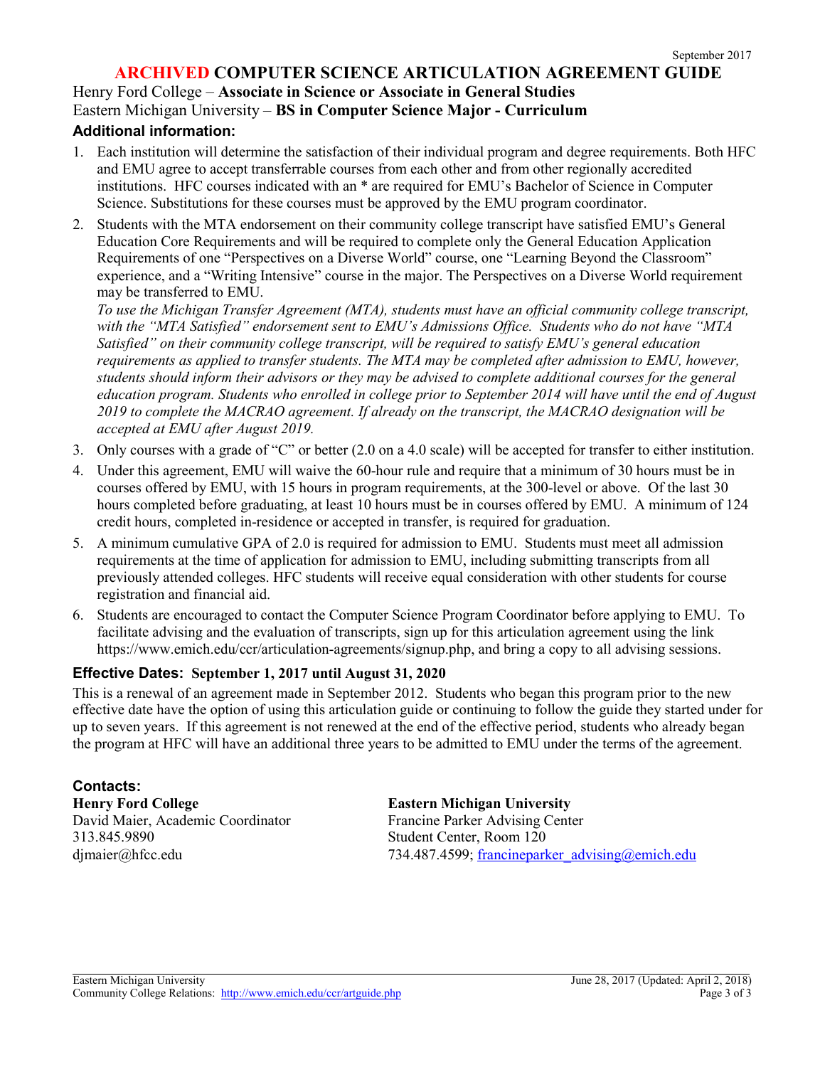September 2017

# ARCHIVED COMPUTER SCIENCE ARTICULATION AGREEMENT GUIDE

Henry Ford College – **Associate in Science or Associate in General Studies**

Eastern Michigan University – **BS in Computer Science Major - Curriculum**

### Additional information:

1. Each institution will determine the satisfaction of their individual program and degree requirements. Both HFC and EMU agree to accept transferrable courses from each other and from other regionally accredited institutions. HFC courses indicated with an * are required for EMU's Bachelor of Science in Computer Science. Substitutions for these courses must be approved by the EMU program coordinator.
2. Students with the MTA endorsement on their community college transcript have satisfied EMU's General Education Core Requirements and will be required to complete only the General Education Application Requirements of one "Perspectives on a Diverse World" course, one "Learning Beyond the Classroom" experience, and a "Writing Intensive" course in the major. The Perspectives on a Diverse World requirement may be transferred to EMU.
   *To use the Michigan Transfer Agreement (MTA), students must have an official community college transcript, with the "MTA Satisfied" endorsement sent to EMU's Admissions Office. Students who do not have "MTA Satisfied" on their community college transcript, will be required to satisfy EMU's general education requirements as applied to transfer students. The MTA may be completed after admission to EMU, however, students should inform their advisors or they may be advised to complete additional courses for the general education program. Students who enrolled in college prior to September 2014 will have until the end of August 2019 to complete the MACRAO agreement. If already on the transcript, the MACRAO designation will be accepted at EMU after August 2019.*
3. Only courses with a grade of "C" or better (2.0 on a 4.0 scale) will be accepted for transfer to either institution.
4. Under this agreement, EMU will waive the 60-hour rule and require that a minimum of 30 hours must be in courses offered by EMU, with 15 hours in program requirements, at the 300-level or above. Of the last 30 hours completed before graduating, at least 10 hours must be in courses offered by EMU. A minimum of 124 credit hours, completed in-residence or accepted in transfer, is required for graduation.
5. A minimum cumulative GPA of 2.0 is required for admission to EMU. Students must meet all admission requirements at the time of application for admission to EMU, including submitting transcripts from all previously attended colleges. HFC students will receive equal consideration with other students for course registration and financial aid.
6. Students are encouraged to contact the Computer Science Program Coordinator before applying to EMU. To facilitate advising and the evaluation of transcripts, sign up for this articulation agreement using the link https://www.emich.edu/ccr/articulation-agreements/signup.php, and bring a copy to all advising sessions.

### Effective Dates: **September 1, 2017 until August 31, 2020**

This is a renewal of an agreement made in September 2012. Students who began this program prior to the new effective date have the option of using this articulation guide or continuing to follow the guide they started under for up to seven years. If this agreement is not renewed at the end of the effective period, students who already began the program at HFC will have an additional three years to be admitted to EMU under the terms of the agreement.

### Contacts:

**Henry Ford College**
David Maier, Academic Coordinator
313.845.9890
djmaier@hfcc.edu

**Eastern Michigan University**
Francine Parker Advising Center
Student Center, Room 120
734.487.4599; francineparker_advising@emich.edu

Eastern Michigan University
Community College Relations: http://www.emich.edu/ccr/artguide.php

June 28, 2017 (Updated: April 2, 2018)